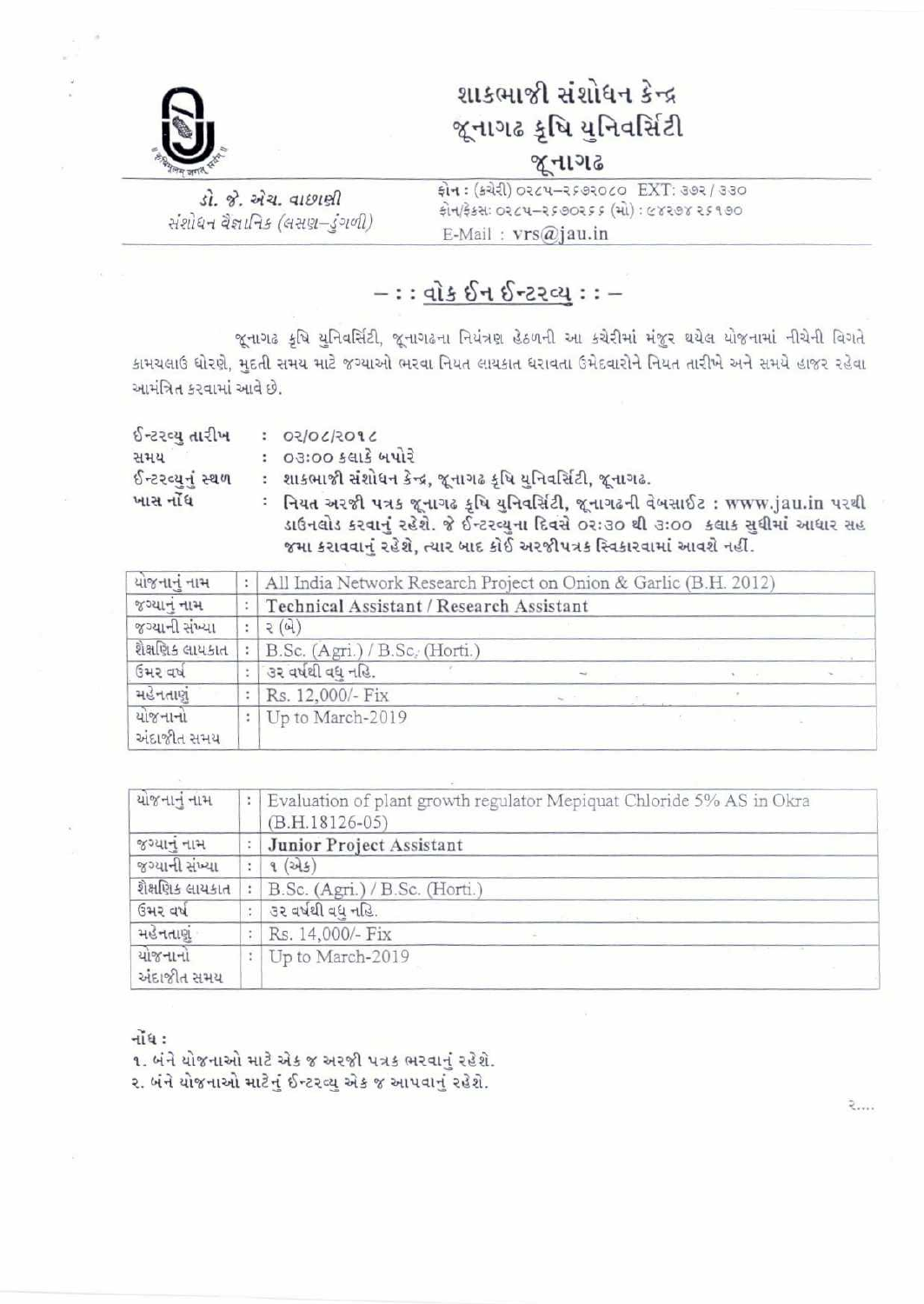# શાકભાજી સંશોધન કેન્દ્ર
## જૂનાગઢ કૃષિ યુનિવર્સિટી
### જૂનાગઢ

ડૉ. જે. એચ. વાછાણી
સંશોધન વૈજ્ઞાનિક (લસણ-ડુંગળી)

ફોન : (કચેરી) ૦૨૮૫-૨૬૭૨૦૮૦ EXT: ૩૭૨ / ૩૩૦
ફોન/ફેક્સ: ૦૨૮૫-૨૬૭૦૨૬૬ (મો) : ૯૪૨૭૪ ૨૬૧૭૦
E-Mail : vrs@jau.in

## — : : વોક ઈન ઈન્ટરવ્યુ : : —

જૂનાગઢ કૃષિ યુનિવર્સિટી, જૂનાગઢના નિયંત્રણ હેઠળની આ કચેરીમાં મંજૂર થયેલ યોજનામાં નીચેની વિગતે કામચલાઉ ધોરણે, મુદતી સમય માટે જગ્યાઓ ભરવા નિયત લાયકાત ધરાવતા ઉમેદવારોને નિયત તારીખે અને સમયે હાજર રહેવા આમંત્રિત કરવામાં આવે છે.

ઈન્ટરવ્યુ તારીખ : ૦૨/૦૮/૨૦૧૮
સમય : ૦૩:૦૦ કલાકે બપોરે
ઈન્ટરવ્યુનું સ્થળ : શાકભાજી સંશોધન કેન્દ્ર, જૂનાગઢ કૃષિ યુનિવર્સિટી, જૂનાગઢ.
ખાસ નોંધ : નિયત અરજી પત્રક જૂનાગઢ કૃષિ યુનિવર્સિટી, જૂનાગઢની વેબસાઈટ : www.jau.in પરથી ડાઉનલોડ કરવાનું રહેશે. જે ઈન્ટરવ્યુના દિવસે ૦૨:૩૦ થી ૩:૦૦ કલાક સુધીમાં આધાર સહ જમા કરાવવાનું રહેશે, ત્યાર બાદ કોઈ અરજીપત્રક સ્વિકારવામાં આવશે નહીં.

| યોજનાનું નામ | : | All India Network Research Project on Onion & Garlic (B.H. 2012) |
|---|---|---|
| જગ્યાનું નામ | : | Technical Assistant / Research Assistant |
| જગ્યાની સંખ્યા | : | ૨ (બે) |
| શૈક્ષણિક લાયકાત | : | B.Sc. (Agri.) / B.Sc. (Horti.) |
| ઉંમર વર્ષ | : | ૩૨ વર્ષથી વધુ નહિ. |
| મહેનતાણું | : | Rs. 12,000/- Fix |
| યોજનાનો અંદાજીત સમય | : | Up to March-2019 |

| યોજનાનું નામ | : | Evaluation of plant growth regulator Mepiquat Chloride 5% AS in Okra (B.H.18126-05) |
|---|---|---|
| જગ્યાનું નામ | : | Junior Project Assistant |
| જગ્યાની સંખ્યા | : | ૧ (એક) |
| શૈક્ષણિક લાયકાત | : | B.Sc. (Agri.) / B.Sc. (Horti.) |
| ઉંમર વર્ષ | : | ૩૨ વર્ષથી વધુ નહિ. |
| મહેનતાણું | : | Rs. 14,000/- Fix |
| યોજનાનો અંદાજીત સમય | : | Up to March-2019 |

નોંધ :

૧. બંને યોજનાઓ માટે એક જ અરજી પત્રક ભરવાનું રહેશે.
૨. બંને યોજનાઓ માટેનું ઈન્ટરવ્યુ એક જ આપવાનું રહેશે.

૨....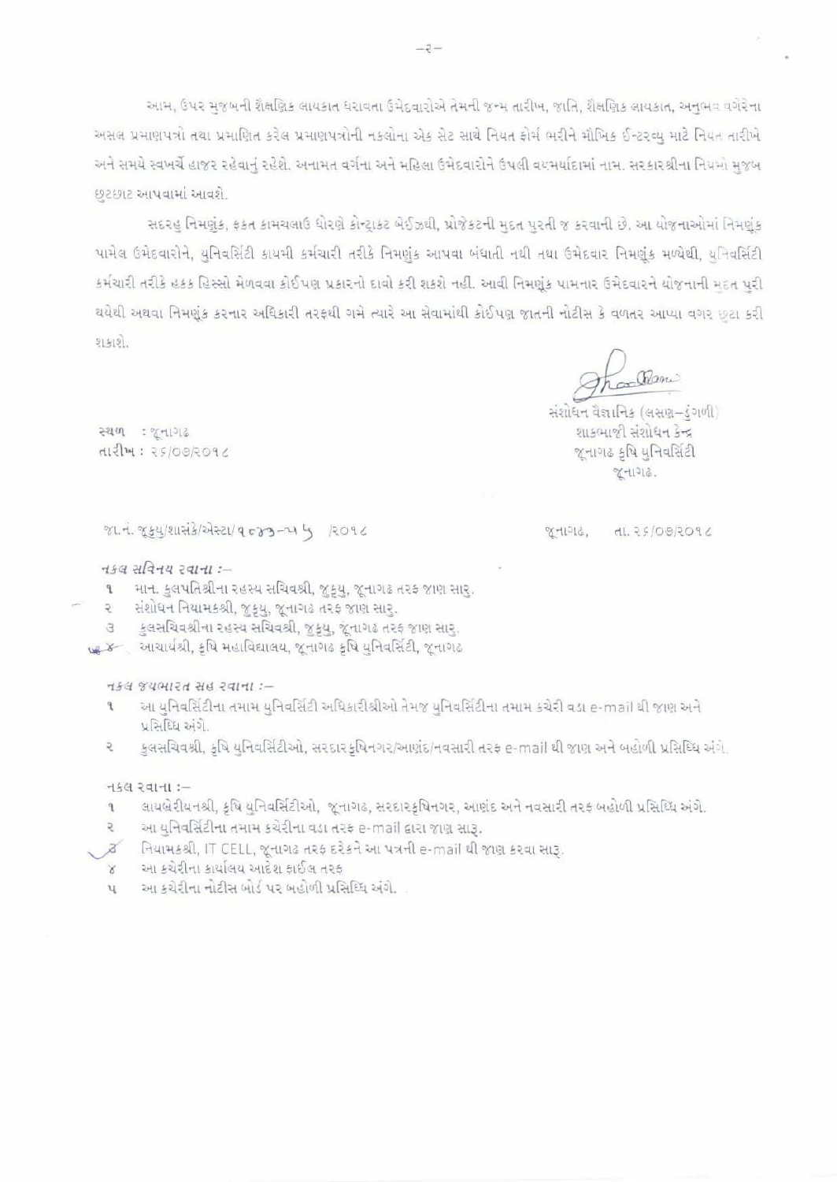આમ, ઉપર મુજબની શૈક્ષણિક લાયકાત ધરાવતા ઉમેદવારોએ તેમની જન્મ તારીખ, જાતિ, શૈક્ષણિક લાયકાત, અનુભવ વગેરેના અસલ પ્રમાણપત્રો તથા પ્રમાણિત કરેલ પ્રમાણપત્રોની નકલોના એક સેટ સાથે નિયત ફોર્મ ભરીને મૌખિક ઈન્ટરવ્યુ માટે નિયત તારીખે અને સમયે સ્વખર્ચે હાજર રહેવાનું રહેશે. અનામત વર્ગના અને મહિલા ઉમેદવારોને ઉપલી વયમર્યાદામાં નામ. સરકારશ્રીના નિયમો મુજબ છુટછાટ આપવામાં આવશે.

સદરહુ નિમણુંક, ફકત કામચલાઉ ધોરણે કોન્ટ્રાકટ બેઈઝથી, પ્રોજેકટની મુદત પુરતી જ કરવાની છે. આ યોજનાઓમાં નિમણુંક પામેલ ઉમેદવારોને, યુનિવર્સિટી કાયમી કર્મચારી તરીકે નિમણુંક આપવા બંધાતી નથી તથા ઉમેદવાર નિમણુંક મળ્યેથી, યુનિવર્સિટી કર્મચારી તરીકે હકક હિસ્સો મેળવવા કોઈપણ પ્રકારનો દાવો કરી શકશે નહીં. આવી નિમણુંક પામનાર ઉમેદવારને યોજનાની મુદત પુરી થયેથી અથવા નિમણુંક કરનાર અધિકારી તરફથી ગમે ત્યારે આ સેવામાંથી કોઈપણ જાતની નોટીસ કે વળતર આપ્યા વગર છુટા કરી શકાશે.

સંશોધન વૈજ્ઞાનિક (લસણ–ડુંગળી)
શાકભાજી સંશોધન કેન્દ્ર
જૂનાગઢ કૃષિ યુનિવર્સિટી
જૂનાગઢ.

સ્થળ : જૂનાગઢ
તારીખ : ૨૬/૦૭/૨૦૧૮

જા.નં. જૂકૃયુ/શાસંકે/એસ્ટા/૧૦૪૩–૫૫ /૨૦૧૮ જૂનાગઢ, તા. ૨૬/૦૭/૨૦૧૮

*નકલ સવિનય રવાના :–*

૧ માન. કુલપતિશ્રીના રહસ્ય સચિવશ્રી, જુકૃયુ, જૂનાગઢ તરફ જાણ સારુ.
૨ સંશોધન નિયામકશ્રી, જુકૃયુ, જૂનાગઢ તરફ જાણ સારુ.
૩ કુલસચિવશ્રીના રહસ્ય સચિવશ્રી, જુકૃયુ, જૂનાગઢ તરફ જાણ સારુ.
૪ આચાર્યશ્રી, કૃષિ મહાવિદ્યાલય, જૂનાગઢ કૃષિ યુનિવર્સિટી, જૂનાગઢ

*નકલ જયભારત સહ રવાના :–*

૧ આ યુનિવર્સિટીના તમામ યુનિવર્સિટી અધિકારીશ્રીઓ તેમજ યુનિવર્સિટીના તમામ કચેરી વડા e-mail થી જાણ અને પ્રસિધ્ધિ અંગે.
૨ કુલસચિવશ્રી, કૃષિ યુનિવર્સિટીઓ, સરદારકૃષિનગર/આણંદ/નવસારી તરફ e-mail થી જાણ અને બહોળી પ્રસિધ્ધિ અંગે.

નકલ રવાના :–

૧ લાયબ્રેરીયનશ્રી, કૃષિ યુનિવર્સિટીઓ, જૂનાગઢ, સરદારકૃષિનગર, આણંદ અને નવસારી તરફ બહોળી પ્રસિધ્ધિ અંગે.
૨ આ યુનિવર્સિટીના તમામ કચેરીના વડા તરફ e-mail દ્વારા જાણ સારૂ.
૩ નિયામકશ્રી, IT CELL, જૂનાગઢ તરફ દરેકને આ પત્રની e-mail થી જાણ કરવા સારૂ.
૪ આ કચેરીના કાર્યાલય આદેશ ફાઈલ તરફ
૫ આ કચેરીના નોટીસ બોર્ડ પર બહોળી પ્રસિધ્ધિ અંગે.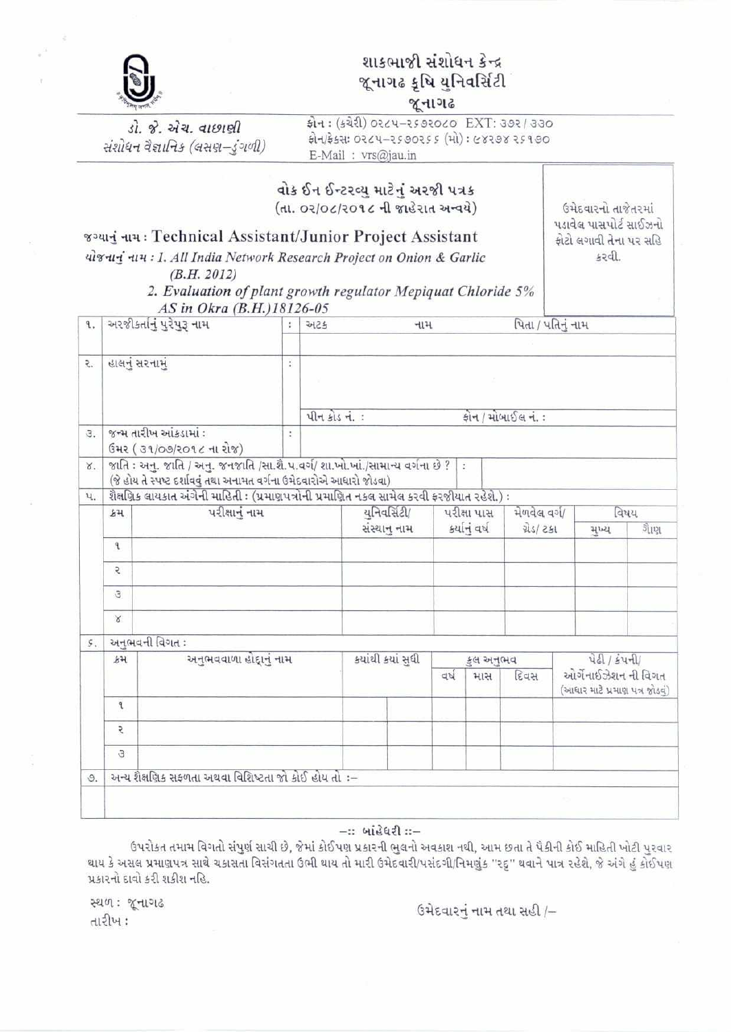# શાકભાજી સંશોધન કેન્દ્ર
## જૂનાગઢ કૃષિ યુનિવર્સિટી
### જૂનાગઢ

*ડો. જે. એચ. વાછાણી*
*સંશોધન વૈજ્ઞાનિક (લસણ–ડુંગળી)*

ફોન : (કચેરી) ૦૨૮૫–૨૬૭૨૦૮૦ EXT: ૩૭૨ / ૩૩૦
ફોન/ફેક્સ: ૦૨૮૫–૨૬૭૦૨૬૬ (મો) : ૯૪૨૭૪ ૨૬૧૭૦
E-Mail : vrs@jau.in

## વોક ઈન ઈન્ટરવ્યુ માટેનું અરજી પત્રક
(તા. ૦૨/૦૮/૨૦૧૮ ની જાહેરાત અન્વયે)

ઉમેદવારનો તાજેતરમાં પડાવેલ પાસપોર્ટ સાઈઝનો ફોટો લગાવી તેના પર સહિ કરવી.

જગ્યાનું નામ : Technical Assistant/Junior Project Assistant

યોજનાનું નામ : *1. All India Network Research Project on Onion & Garlic (B.H. 2012)*
*2. Evaluation of plant growth regulator Mepiquat Chloride 5% AS in Okra (B.H.)18126-05*

| | | | | | |
|---|---|---|---|---|---|
| ૧. | અરજીકર્તાનું પુરેપુરૂ નામ | : | અટક | નામ | પિતા / પતિનું નામ |
| ૨. | હાલનું સરનામું | : | પીન કોડ નં. : | ફોન / મોબાઈલ નં. : | |
| ૩. | જન્મ તારીખ આંકડામાં : ઉંમર ( ૩૧/૦૭/૨૦૧૮ ના રોજ) | : | | | |
| ૪. | જાતિ : અનુ. જાતિ / અનુ. જનજાતિ /સા.શૈ.પ.વર્ગ/ શા.ખો.ખાં./સામાન્ય વર્ગના છે ? (જે હોય તે સ્પષ્ટ દર્શાવવું તથા અનામત વર્ગના ઉમેદવારોએ આધારો જોડવા) | : | | | |

૫. શૈક્ષણિક લાયકાત અંગેની માહિતી : (પ્રમાણપત્રોની પ્રમાણિત નકલ સામેલ કરવી ફરજીયાત રહેશે.) :

| ક્રમ | પરીક્ષાનું નામ | યુનિવર્સિટી/ સંસ્થાનુ નામ | પરીક્ષા પાસ કર્યાનું વર્ષ | મેળવેલ વર્ગ/ ગ્રેડ/ ટકા | વિષય | |
|---|---|---|---|---|---|---|
| | | | | | મુખ્ય | ગૌણ |
| ૧ | | | | | | |
| ૨ | | | | | | |
| ૩ | | | | | | |
| ૪ | | | | | | |

૬. અનુભવની વિગત :

| ક્રમ | અનુભવવાળા હોદ્દાનું નામ | ક્યાંથી ક્યાં સુધી | | કુલ અનુભવ | | | પેઢી / કંપની/ ઓર્ગેનાઈઝેશન ની વિગત (આધાર માટે પ્રમાણ પત્ર જોડવું) |
|---|---|---|---|---|---|---|---|
| | | | | વર્ષ | માસ | દિવસ | |
| ૧ | | | | | | | |
| ૨ | | | | | | | |
| ૩ | | | | | | | |

૭. અન્ય શૈક્ષણિક સફળતા અથવા વિશિષ્ટતા જો કોઈ હોય તો :–

**–:: બાંહેધરી ::–**

ઉપરોક્ત તમામ વિગતો સંપુર્ણ સાચી છે, જેમાં કોઈપણ પ્રકારની ભુલનો અવકાશ નથી, આમ છતા તે પૈકીની કોઈ માહિતી ખોટી પુરવાર થાય કે અસલ પ્રમાણપત્ર સાથે ચકાસતા વિસંગતતા ઉભી થાય તો મારી ઉમેદવારી/પસંદગી/નિમણુંક "રદ્દ" થવાને પાત્ર રહેશે, જે અંગે હું કોઈપણ પ્રકારનો દાવો કરી શકીશ નહિ.

સ્થળ : જૂનાગઢ
તારીખ :

ઉમેદવારનું નામ તથા સહી /–